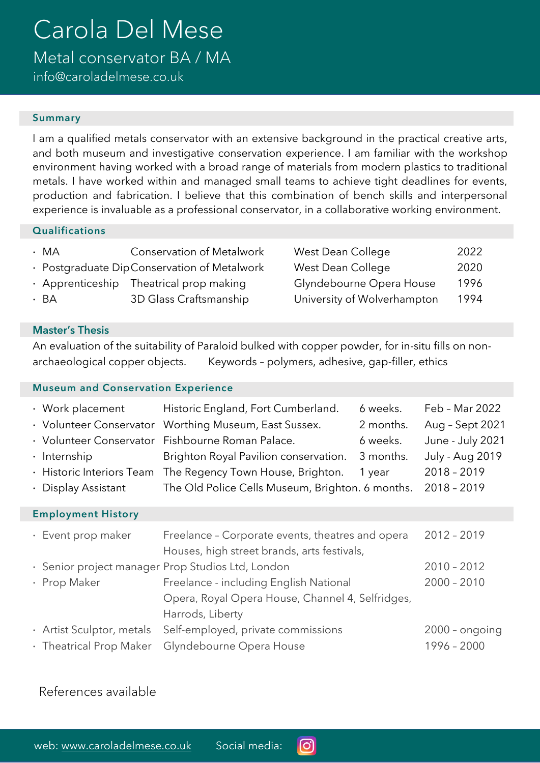# Carola Del Mese

## Metal conservator BA / MA

info@caroladelmese.co.uk

## Summary

I am a qualified metals conservator with an extensive background in the practical creative arts, and both museum and investigative conservation experience. I am familiar with the workshop environment having worked with a broad range of materials from modern plastics to traditional metals. I have worked within and managed small teams to achieve tight deadlines for events, production and fabrication. I believe that this combination of bench skills and interpersonal experience is invaluable as a professional conservator, in a collaborative working environment.

## Qualifications

| | | | |
|---|---|---|---|
| · MA | Conservation of Metalwork | West Dean College | 2022 |
| · Postgraduate Dip | Conservation of Metalwork | West Dean College | 2020 |
| · Apprenticeship | Theatrical prop making | Glyndebourne Opera House | 1996 |
| · BA | 3D Glass Craftsmanship | University of Wolverhampton | 1994 |

## Master's Thesis

An evaluation of the suitability of Paraloid bulked with copper powder, for in-situ fills on non-archaeological copper objects. Keywords – polymers, adhesive, gap-filler, ethics

## Museum and Conservation Experience

| | | | |
|---|---|---|---|
| · Work placement | Historic England, Fort Cumberland. | 6 weeks. | Feb – Mar 2022 |
| · Volunteer Conservator | Worthing Museum, East Sussex. | 2 months. | Aug – Sept 2021 |
| · Volunteer Conservator | Fishbourne Roman Palace. | 6 weeks. | June - July 2021 |
| · Internship | Brighton Royal Pavilion conservation. | 3 months. | July - Aug 2019 |
| · Historic Interiors Team | The Regency Town House, Brighton. | 1 year | 2018 – 2019 |
| · Display Assistant | The Old Police Cells Museum, Brighton. | 6 months. | 2018 – 2019 |

## Employment History

| | | |
|---|---|---|
| · Event prop maker | Freelance – Corporate events, theatres and opera Houses, high street brands, arts festivals, | 2012 – 2019 |
| · Senior project manager | Prop Studios Ltd, London | 2010 – 2012 |
| · Prop Maker | Freelance - including English National Opera, Royal Opera House, Channel 4, Selfridges, Harrods, Liberty | 2000 – 2010 |
| · Artist Sculptor, metals | Self-employed, private commissions | 2000 – ongoing |
| · Theatrical Prop Maker | Glyndebourne Opera House | 1996 – 2000 |

References available

web: www.caroladelmese.co.uk Social media: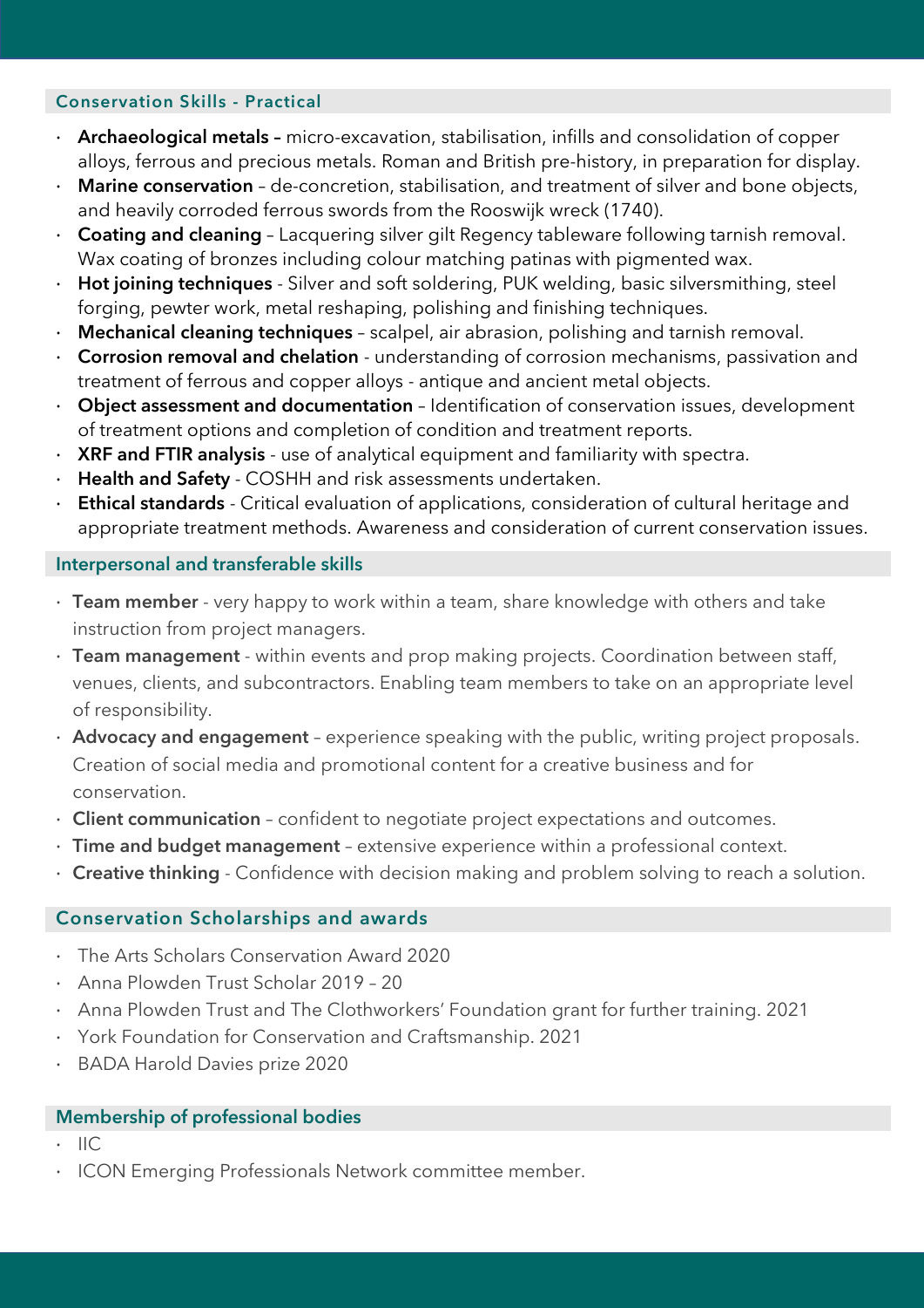## Conservation Skills - Practical

- **Archaeological metals –** micro-excavation, stabilisation, infills and consolidation of copper alloys, ferrous and precious metals. Roman and British pre-history, in preparation for display.
- **Marine conservation** – de-concretion, stabilisation, and treatment of silver and bone objects, and heavily corroded ferrous swords from the Rooswijk wreck (1740).
- **Coating and cleaning** – Lacquering silver gilt Regency tableware following tarnish removal. Wax coating of bronzes including colour matching patinas with pigmented wax.
- **Hot joining techniques** - Silver and soft soldering, PUK welding, basic silversmithing, steel forging, pewter work, metal reshaping, polishing and finishing techniques.
- **Mechanical cleaning techniques** – scalpel, air abrasion, polishing and tarnish removal.
- **Corrosion removal and chelation** - understanding of corrosion mechanisms, passivation and treatment of ferrous and copper alloys - antique and ancient metal objects.
- **Object assessment and documentation** – Identification of conservation issues, development of treatment options and completion of condition and treatment reports.
- **XRF and FTIR analysis** - use of analytical equipment and familiarity with spectra.
- **Health and Safety** - COSHH and risk assessments undertaken.
- **Ethical standards** - Critical evaluation of applications, consideration of cultural heritage and appropriate treatment methods. Awareness and consideration of current conservation issues.

## Interpersonal and transferable skills

- **Team member** - very happy to work within a team, share knowledge with others and take instruction from project managers.
- **Team management** - within events and prop making projects. Coordination between staff, venues, clients, and subcontractors. Enabling team members to take on an appropriate level of responsibility.
- **Advocacy and engagement** – experience speaking with the public, writing project proposals. Creation of social media and promotional content for a creative business and for conservation.
- **Client communication** – confident to negotiate project expectations and outcomes.
- **Time and budget management** – extensive experience within a professional context.
- **Creative thinking** - Confidence with decision making and problem solving to reach a solution.

## Conservation Scholarships and awards

- The Arts Scholars Conservation Award 2020
- Anna Plowden Trust Scholar 2019 – 20
- Anna Plowden Trust and The Clothworkers' Foundation grant for further training. 2021
- York Foundation for Conservation and Craftsmanship. 2021
- BADA Harold Davies prize 2020

## Membership of professional bodies

- IIC
- ICON Emerging Professionals Network committee member.